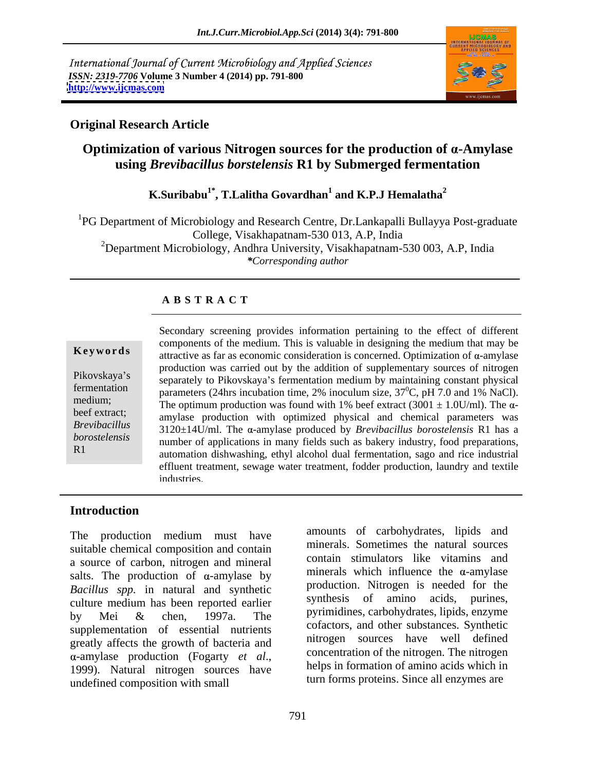International Journal of Current Microbiology and Applied Sciences
*ISSN: 2319-7706* **Volume 3 Number 4 (2014) pp. 791-800**
**http://www.ijcmas.com**

**Original Research Article**

# Optimization of various Nitrogen sources for the production of α-Amylase using *Brevibacillus borstelensis* R1 by Submerged fermentation

**K.Suribabu[1*], T.Lalitha Govardhan[1] and K.P.J Hemalatha[2]**

[1]PG Department of Microbiology and Research Centre, Dr.Lankapalli Bullayya Post-graduate College, Visakhapatnam-530 013, A.P, India
[2]Department Microbiology, Andhra University, Visakhapatnam-530 003, A.P, India
*Corresponding author*

## A B S T R A C T

**Keywords**

Pikovskaya's fermentation medium; beef extract; *Brevibacillus borostelensis* R1

Secondary screening provides information pertaining to the effect of different components of the medium. This is valuable in designing the medium that may be attractive as far as economic consideration is concerned. Optimization of α-amylase production was carried out by the addition of supplementary sources of nitrogen separately to Pikovskaya's fermentation medium by maintaining constant physical parameters (24hrs incubation time, 2% inoculum size, $37^0$C, pH 7.0 and 1% NaCl). The optimum production was found with 1% beef extract (3001 ± 1.0U/ml). The α-amylase production with optimized physical and chemical parameters was 3120±14U/ml. The α-amylase produced by *Brevibacillus borostelensis* R1 has a number of applications in many fields such as bakery industry, food preparations, automation dishwashing, ethyl alcohol dual fermentation, sago and rice industrial effluent treatment, sewage water treatment, fodder production, laundry and textile industries.

## Introduction

The production medium must have suitable chemical composition and contain a source of carbon, nitrogen and mineral salts. The production of α-amylase by *Bacillus spp.* in natural and synthetic culture medium has been reported earlier by Mei & chen, 1997a. The supplementation of essential nutrients greatly affects the growth of bacteria and α-amylase production (Fogarty *et al*., 1999). Natural nitrogen sources have undefined composition with small amounts of carbohydrates, lipids and minerals. Sometimes the natural sources contain stimulators like vitamins and minerals which influence the α-amylase production. Nitrogen is needed for the synthesis of amino acids, purines, pyrimidines, carbohydrates, lipids, enzyme cofactors, and other substances. Synthetic nitrogen sources have well defined concentration of the nitrogen. The nitrogen helps in formation of amino acids which in turn forms proteins. Since all enzymes are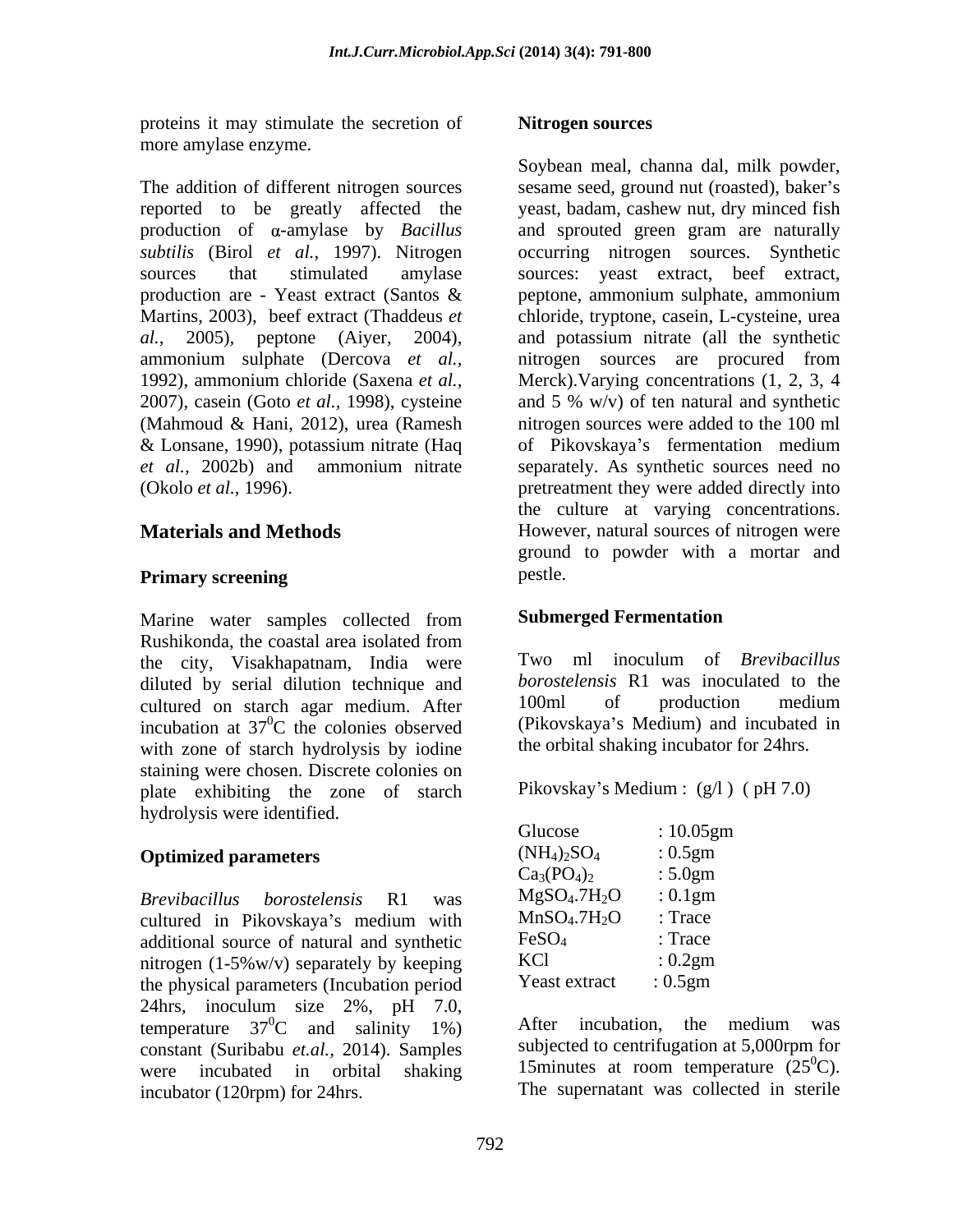proteins it may stimulate the secretion of more amylase enzyme.

The addition of different nitrogen sources reported to be greatly affected the production of α-amylase by *Bacillus subtilis* (Birol *et al.,* 1997). Nitrogen sources that stimulated amylase production are - Yeast extract (Santos & Martins, 2003), beef extract (Thaddeus *et al.,* 2005), peptone (Aiyer, 2004), ammonium sulphate (Dercova *et al.,* 1992), ammonium chloride (Saxena *et al.,* 2007), casein (Goto *et al.,* 1998), cysteine (Mahmoud & Hani, 2012), urea (Ramesh & Lonsane, 1990), potassium nitrate (Haq *et al.,* 2002b) and ammonium nitrate (Okolo *et al.,* 1996).

## Materials and Methods

### Primary screening

Marine water samples collected from Rushikonda, the coastal area isolated from the city, Visakhapatnam, India were diluted by serial dilution technique and cultured on starch agar medium. After incubation at $37^0$C the colonies observed with zone of starch hydrolysis by iodine staining were chosen. Discrete colonies on plate exhibiting the zone of starch hydrolysis were identified.

### Optimized parameters

*Brevibacillus borostelensis* R1 was cultured in Pikovskaya's medium with additional source of natural and synthetic nitrogen (1-5%w/v) separately by keeping the physical parameters (Incubation period 24hrs, inoculum size 2%, pH 7.0, temperature $37^0$C and salinity 1%) constant (Suribabu *et.al.,* 2014). Samples were incubated in orbital shaking incubator (120rpm) for 24hrs.

### Nitrogen sources

Soybean meal, channa dal, milk powder, sesame seed, ground nut (roasted), baker's yeast, badam, cashew nut, dry minced fish and sprouted green gram are naturally occurring nitrogen sources. Synthetic sources: yeast extract, beef extract, peptone, ammonium sulphate, ammonium chloride, tryptone, casein, L-cysteine, urea and potassium nitrate (all the synthetic nitrogen sources are procured from Merck).Varying concentrations (1, 2, 3, 4 and 5 % w/v) of ten natural and synthetic nitrogen sources were added to the 100 ml of Pikovskaya's fermentation medium separately. As synthetic sources need no pretreatment they were added directly into the culture at varying concentrations. However, natural sources of nitrogen were ground to powder with a mortar and pestle.

### Submerged Fermentation

Two ml inoculum of *Brevibacillus borostelensis* R1 was inoculated to the 100ml of production medium (Pikovskaya's Medium) and incubated in the orbital shaking incubator for 24hrs.

Pikovskay's Medium : (g/l ) ( pH 7.0)

| | |
|---|---|
| Glucose | : 10.05gm |
| $(NH_4)_2SO_4$ | : 0.5gm |
| $Ca_3(PO_4)_2$ | : 5.0gm |
| $MgSO_4.7H_2O$ | : 0.1gm |
| $MnSO_4.7H_2O$ | : Trace |
| $FeSO_4$ | : Trace |
| KCl | : 0.2gm |
| Yeast extract | : 0.5gm |

After incubation, the medium was subjected to centrifugation at 5,000rpm for 15minutes at room temperature ($25^0$C). The supernatant was collected in sterile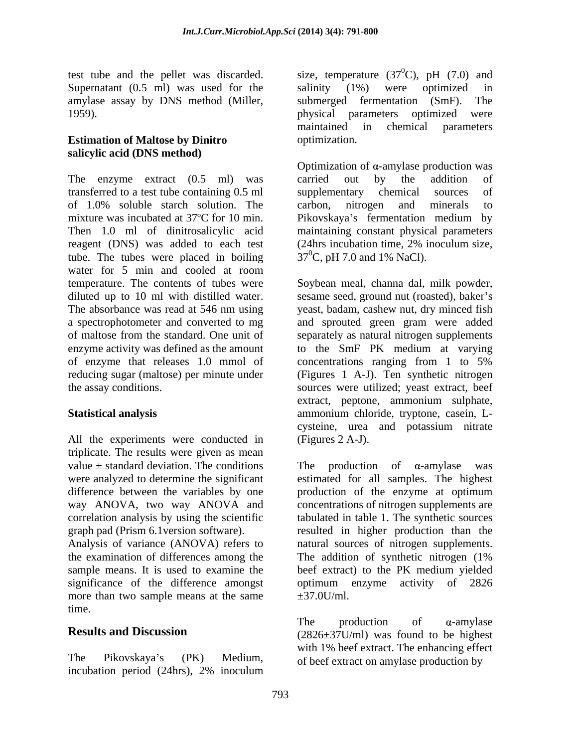test tube and the pellet was discarded. Supernatant (0.5 ml) was used for the amylase assay by DNS method (Miller, 1959).

**Estimation of Maltose by Dinitro salicylic acid (DNS method)**

The enzyme extract (0.5 ml) was transferred to a test tube containing 0.5 ml of 1.0% soluble starch solution. The mixture was incubated at 37ºC for 10 min. Then 1.0 ml of dinitrosalicylic acid reagent (DNS) was added to each test tube. The tubes were placed in boiling water for 5 min and cooled at room temperature. The contents of tubes were diluted up to 10 ml with distilled water. The absorbance was read at 546 nm using a spectrophotometer and converted to mg of maltose from the standard. One unit of enzyme activity was defined as the amount of enzyme that releases 1.0 mmol of reducing sugar (maltose) per minute under the assay conditions.

**Statistical analysis**

All the experiments were conducted in triplicate. The results were given as mean value ± standard deviation. The conditions were analyzed to determine the significant difference between the variables by one way ANOVA, two way ANOVA and correlation analysis by using the scientific graph pad (Prism 6.1version software). Analysis of variance (ANOVA) refers to the examination of differences among the sample means. It is used to examine the significance of the difference amongst more than two sample means at the same time.

## Results and Discussion

The Pikovskaya's (PK) Medium, incubation period (24hrs), 2% inoculum size, temperature ($37^0$C), pH (7.0) and salinity (1%) were optimized in submerged fermentation (SmF). The physical parameters optimized were maintained in chemical parameters optimization.

Optimization of α-amylase production was carried out by the addition of supplementary chemical sources of carbon, nitrogen and minerals to Pikovskaya's fermentation medium by maintaining constant physical parameters (24hrs incubation time, 2% inoculum size, $37^0$C, pH 7.0 and 1% NaCl).

Soybean meal, channa dal, milk powder, sesame seed, ground nut (roasted), baker's yeast, badam, cashew nut, dry minced fish and sprouted green gram were added separately as natural nitrogen supplements to the SmF PK medium at varying concentrations ranging from 1 to 5% (Figures 1 A-J). Ten synthetic nitrogen sources were utilized; yeast extract, beef extract, peptone, ammonium sulphate, ammonium chloride, tryptone, casein, L-cysteine, urea and potassium nitrate (Figures 2 A-J).

The production of α-amylase was estimated for all samples. The highest production of the enzyme at optimum concentrations of nitrogen supplements are tabulated in table 1. The synthetic sources resulted in higher production than the natural sources of nitrogen supplements. The addition of synthetic nitrogen (1% beef extract) to the PK medium yielded optimum enzyme activity of 2826 ±37.0U/ml.

The production of α-amylase (2826±37U/ml) was found to be highest with 1% beef extract. The enhancing effect of beef extract on amylase production by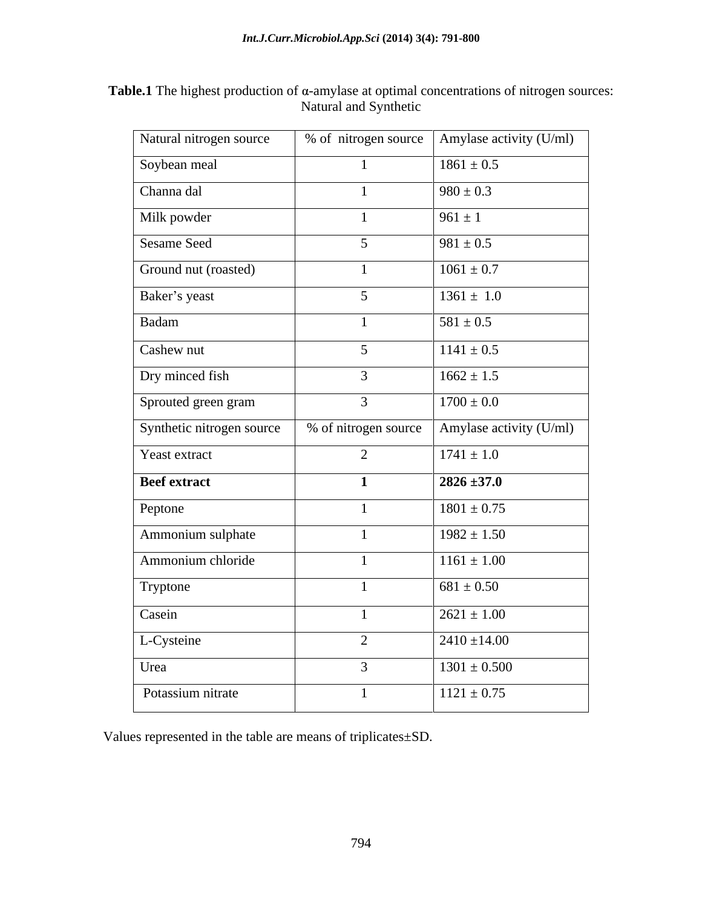**Table.1** The highest production of α-amylase at optimal concentrations of nitrogen sources: Natural and Synthetic

| Natural nitrogen source | % of nitrogen source | Amylase activity (U/ml) |
|---|---|---|
| Soybean meal | 1 | 1861 ± 0.5 |
| Channa dal | 1 | 980 ± 0.3 |
| Milk powder | 1 | 961 ± 1 |
| Sesame Seed | 5 | 981 ± 0.5 |
| Ground nut (roasted) | 1 | 1061 ± 0.7 |
| Baker's yeast | 5 | 1361 ± 1.0 |
| Badam | 1 | 581 ± 0.5 |
| Cashew nut | 5 | 1141 ± 0.5 |
| Dry minced fish | 3 | 1662 ± 1.5 |
| Sprouted green gram | 3 | 1700 ± 0.0 |
| **Synthetic nitrogen source** | **% of nitrogen source** | **Amylase activity (U/ml)** |
| Yeast extract | 2 | 1741 ± 1.0 |
| **Beef extract** | **1** | **2826 ±37.0** |
| Peptone | 1 | 1801 ± 0.75 |
| Ammonium sulphate | 1 | 1982 ± 1.50 |
| Ammonium chloride | 1 | 1161 ± 1.00 |
| Tryptone | 1 | 681 ± 0.50 |
| Casein | 1 | 2621 ± 1.00 |
| L-Cysteine | 2 | 2410 ±14.00 |
| Urea | 3 | 1301 ± 0.500 |
| Potassium nitrate | 1 | 1121 ± 0.75 |

Values represented in the table are means of triplicates±SD.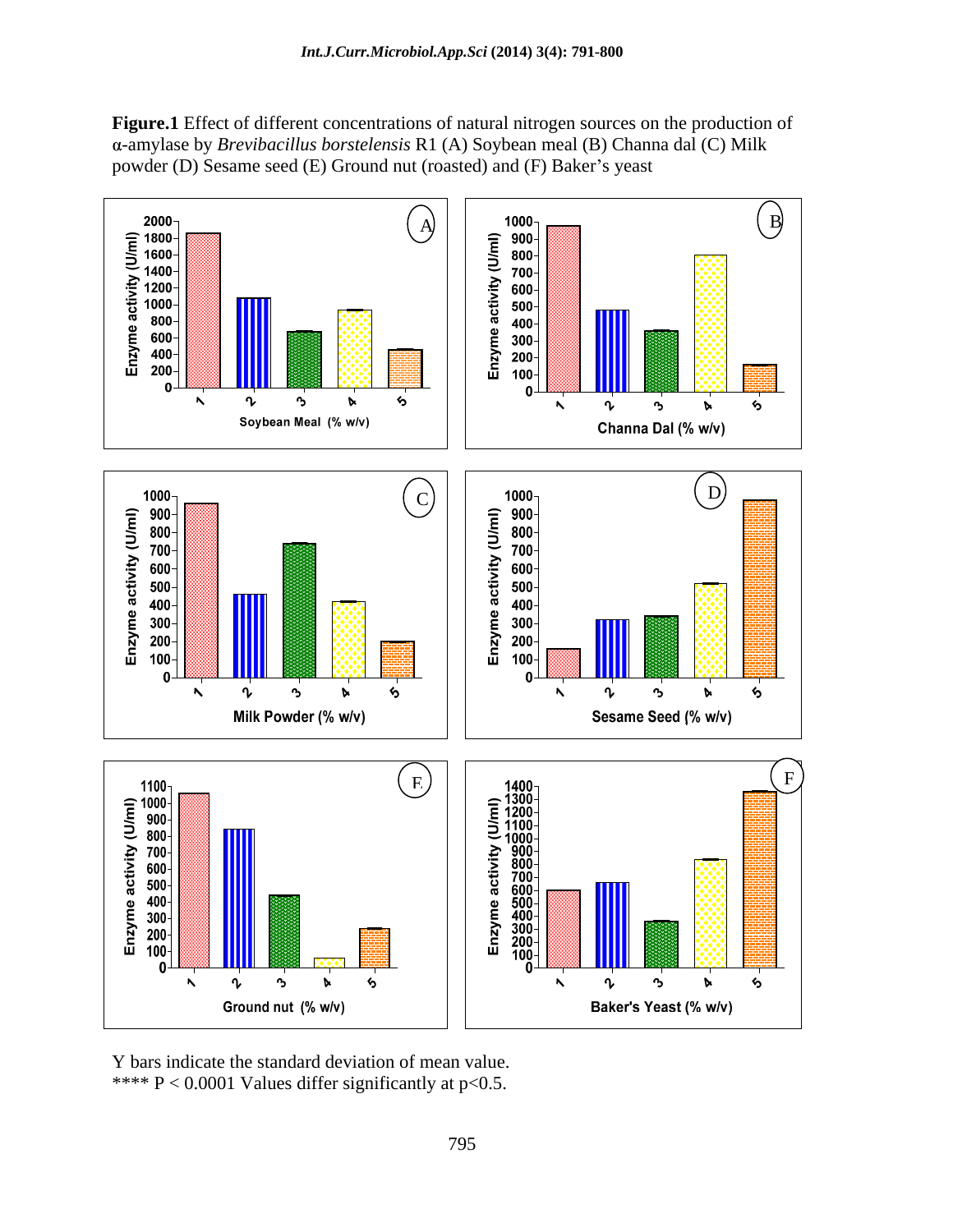**Figure.1** Effect of different concentrations of natural nitrogen sources on the production of α-amylase by *Brevibacillus borstelensis* R1 (A) Soybean meal (B) Channa dal (C) Milk powder (D) Sesame seed (E) Ground nut (roasted) and (F) Baker's yeast

Y bars indicate the standard deviation of mean value.
**** P < 0.0001 Values differ significantly at p<0.5.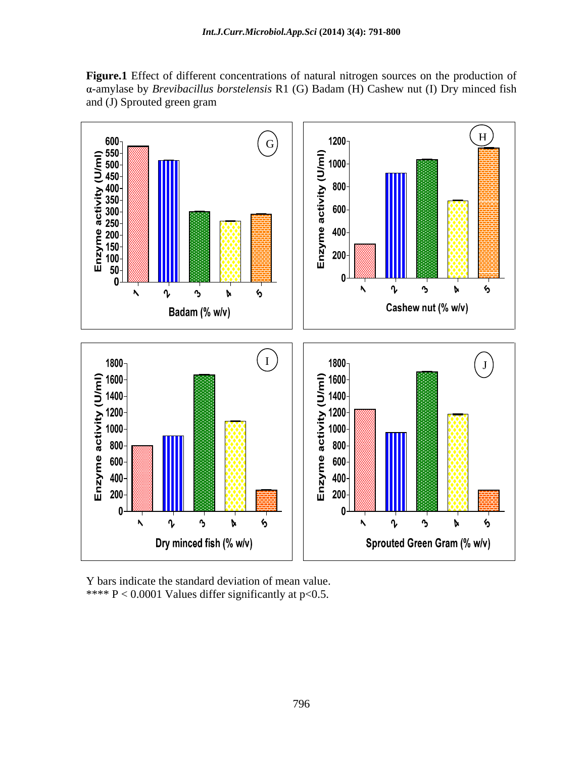**Figure.1** Effect of different concentrations of natural nitrogen sources on the production of α-amylase by *Brevibacillus borstelensis* R1 (G) Badam (H) Cashew nut (I) Dry minced fish and (J) Sprouted green gram

Y bars indicate the standard deviation of mean value.
**** $P < 0.0001$ Values differ significantly at $p<0.5$.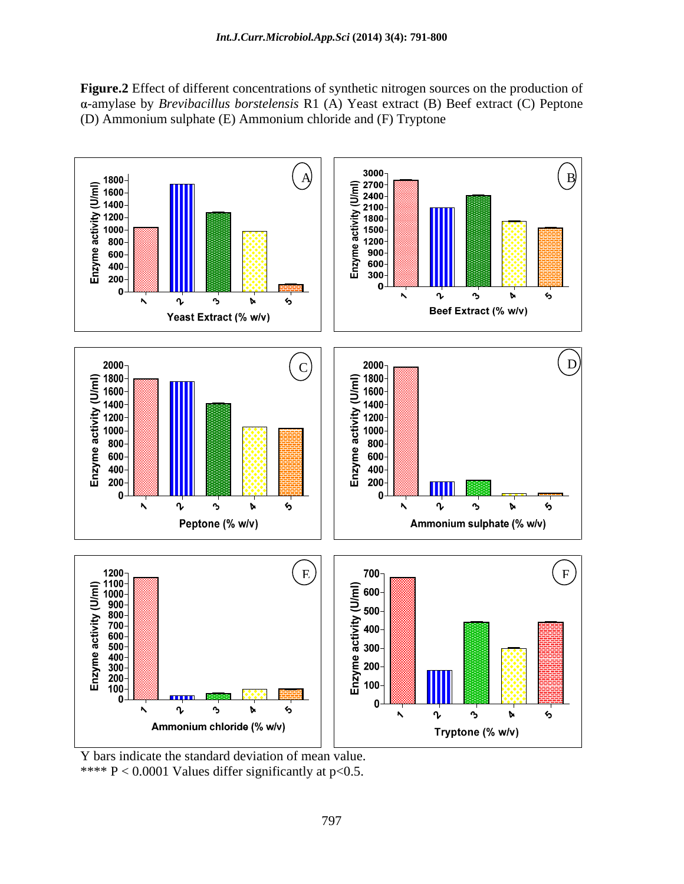**Figure.2** Effect of different concentrations of synthetic nitrogen sources on the production of α-amylase by *Brevibacillus borstelensis* R1 (A) Yeast extract (B) Beef extract (C) Peptone (D) Ammonium sulphate (E) Ammonium chloride and (F) Tryptone

Y bars indicate the standard deviation of mean value.
**** P < 0.0001 Values differ significantly at p<0.5.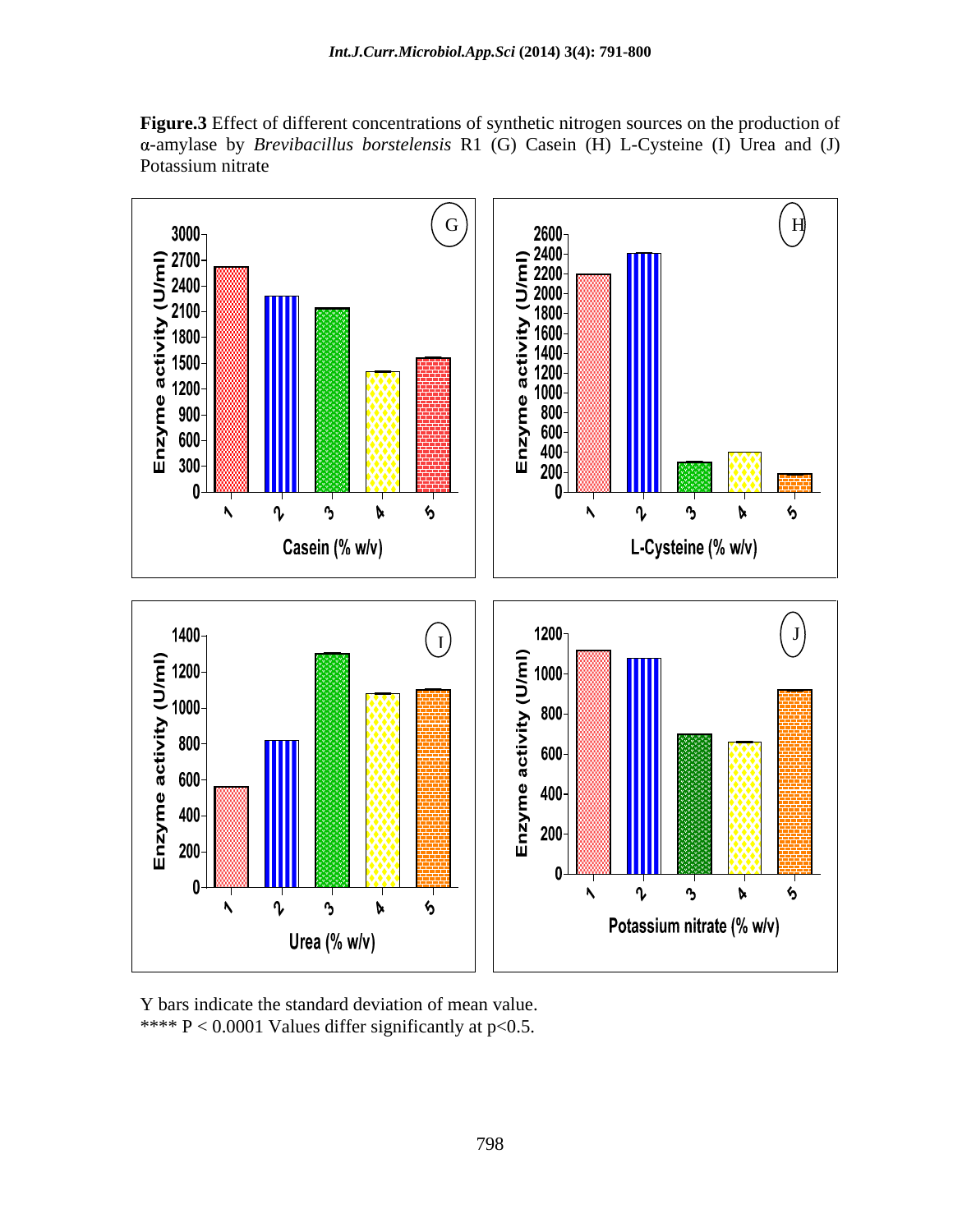**Figure.3** Effect of different concentrations of synthetic nitrogen sources on the production of α-amylase by *Brevibacillus borstelensis* R1 (G) Casein (H) L-Cysteine (I) Urea and (J) Potassium nitrate

Y bars indicate the standard deviation of mean value.

**** P < 0.0001 Values differ significantly at p<0.5.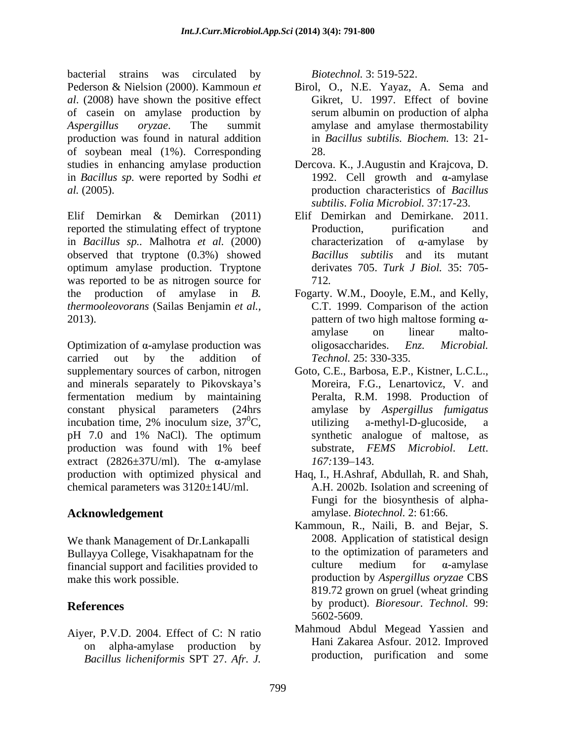bacterial strains was circulated by Pederson & Nielsion (2000). Kammoun *et al*. (2008) have shown the positive effect of casein on amylase production by *Aspergillus oryzae*. The summit production was found in natural addition of soybean meal (1%). Corresponding studies in enhancing amylase production in *Bacillus sp.* were reported by Sodhi *et al.* (2005).

Elif Demirkan & Demirkan (2011) reported the stimulating effect of tryptone in *Bacillus sp.*. Malhotra *et al.* (2000) observed that tryptone (0.3%) showed optimum amylase production. Tryptone was reported to be as nitrogen source for the production of amylase in *B. thermooleovorans* (Sailas Benjamin *et al.,* 2013).

Optimization of α-amylase production was carried out by the addition of supplementary sources of carbon, nitrogen and minerals separately to Pikovskaya's fermentation medium by maintaining constant physical parameters (24hrs incubation time, 2% inoculum size, $37^0$C, pH 7.0 and 1% NaCl). The optimum production was found with 1% beef extract (2826±37U/ml). The α-amylase production with optimized physical and chemical parameters was 3120±14U/ml.

## Acknowledgement

We thank Management of Dr.Lankapalli Bullayya College, Visakhapatnam for the financial support and facilities provided to make this work possible.

## References

Aiyer, P.V.D. 2004. Effect of C: N ratio on alpha-amylase production by *Bacillus licheniformis* SPT 27. *Afr. J. Biotechnol.* 3: 519-522.

Birol, O., N.E. Yayaz, A. Sema and Gikret, U. 1997. Effect of bovine serum albumin on production of alpha amylase and amylase thermostability in *Bacillus subtilis. Biochem.* 13: 21-28.

Dercova. K., J.Augustin and Krajcova, D. 1992. Cell growth and α-amylase production characteristics of *Bacillus subtilis*. *Folia Microbiol.* 37:17-23.

Elif Demirkan and Demirkane. 2011. Production, purification and characterization of α-amylase by *Bacillus subtilis* and its mutant derivates 705. *Turk J Biol.* 35: 705-712.

Fogarty. W.M., Dooyle, E.M., and Kelly, C.T. 1999. Comparison of the action pattern of two high maltose forming α-amylase on linear malto-oligosaccharides. *Enz. Microbial. Technol.* 25: 330-335.

Goto, C.E., Barbosa, E.P., Kistner, L.C.L., Moreira, F.G., Lenartovicz, V. and Peralta, R.M. 1998. Production of amylase by *Aspergillus fumigatus* utilizing a-methyl-D-glucoside, a synthetic analogue of maltose, as substrate, *FEMS Microbiol. Lett*. *167:*139–143.

Haq, I., H.Ashraf, Abdullah, R. and Shah, A.H. 2002b. Isolation and screening of Fungi for the biosynthesis of alpha-amylase. *Biotechnol.* 2: 61:66.

Kammoun, R., Naili, B. and Bejar, S. 2008. Application of statistical design to the optimization of parameters and culture medium for α-amylase production by *Aspergillus oryzae* CBS 819.72 grown on gruel (wheat grinding by product). *Bioresour. Technol*. 99: 5602-5609.

Mahmoud Abdul Megead Yassien and Hani Zakarea Asfour. 2012. Improved production, purification and some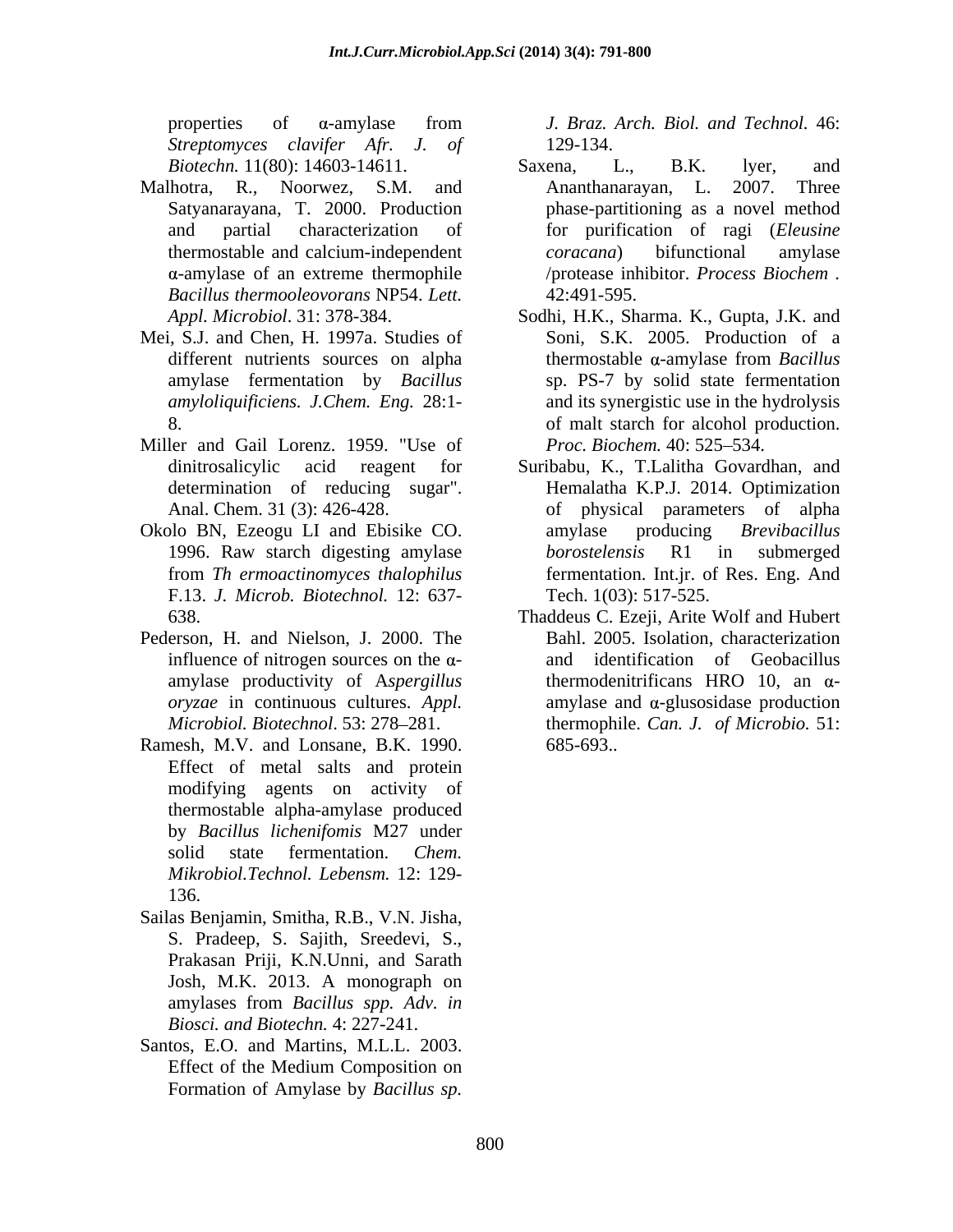properties of α-amylase from *Streptomyces clavifer Afr. J. of Biotechn.* 11(80): 14603-14611.

Malhotra, R., Noorwez, S.M. and Satyanarayana, T. 2000. Production and partial characterization of thermostable and calcium-independent α-amylase of an extreme thermophile *Bacillus thermooleovorans* NP54. *Lett. Appl. Microbiol*. 31: 378-384.

Mei, S.J. and Chen, H. 1997a. Studies of different nutrients sources on alpha amylase fermentation by *Bacillus amyloliquificiens. J.Chem. Eng.* 28:1-8.

Miller and Gail Lorenz. 1959. "Use of dinitrosalicylic acid reagent for determination of reducing sugar". Anal. Chem. 31 (3): 426-428.

Okolo BN, Ezeogu LI and Ebisike CO. 1996. Raw starch digesting amylase from *Th ermoactinomyces thalophilus* F.13. *J. Microb. Biotechnol.* 12: 637-638.

Pederson, H. and Nielson, J. 2000. The influence of nitrogen sources on the α-amylase productivity of A*spergillus oryzae* in continuous cultures. *Appl. Microbiol. Biotechnol*. 53: 278–281.

Ramesh, M.V. and Lonsane, B.K. 1990. Effect of metal salts and protein modifying agents on activity of thermostable alpha-amylase produced by *Bacillus lichenifomis* M27 under solid state fermentation. *Chem. Mikrobiol.Technol. Lebensm.* 12: 129-136.

Sailas Benjamin, Smitha, R.B., V.N. Jisha, S. Pradeep, S. Sajith, Sreedevi, S., Prakasan Priji, K.N.Unni, and Sarath Josh, M.K. 2013. A monograph on amylases from *Bacillus spp. Adv. in Biosci. and Biotechn.* 4: 227-241.

Santos, E.O. and Martins, M.L.L. 2003. Effect of the Medium Composition on Formation of Amylase by *Bacillus sp. J. Braz. Arch. Biol. and Technol.* 46: 129-134.

Saxena, L., B.K. lyer, and Ananthanarayan, L. 2007. Three phase-partitioning as a novel method for purification of ragi (*Eleusine coracana*) bifunctional amylase /protease inhibitor. *Process Biochem* . 42:491-595.

Sodhi, H.K., Sharma. K., Gupta, J.K. and Soni, S.K. 2005. Production of a thermostable α-amylase from *Bacillus* sp. PS-7 by solid state fermentation and its synergistic use in the hydrolysis of malt starch for alcohol production. *Proc. Biochem.* 40: 525–534.

Suribabu, K., T.Lalitha Govardhan, and Hemalatha K.P.J. 2014. Optimization of physical parameters of alpha amylase producing *Brevibacillus borostelensis* R1 in submerged fermentation. Int.jr. of Res. Eng. And Tech. 1(03): 517-525.

Thaddeus C. Ezeji, Arite Wolf and Hubert Bahl. 2005. Isolation, characterization and identification of Geobacillus thermodenitrificans HRO 10, an α-amylase and α-glusosidase production thermophile. *Can. J. of Microbio.* 51: 685-693..